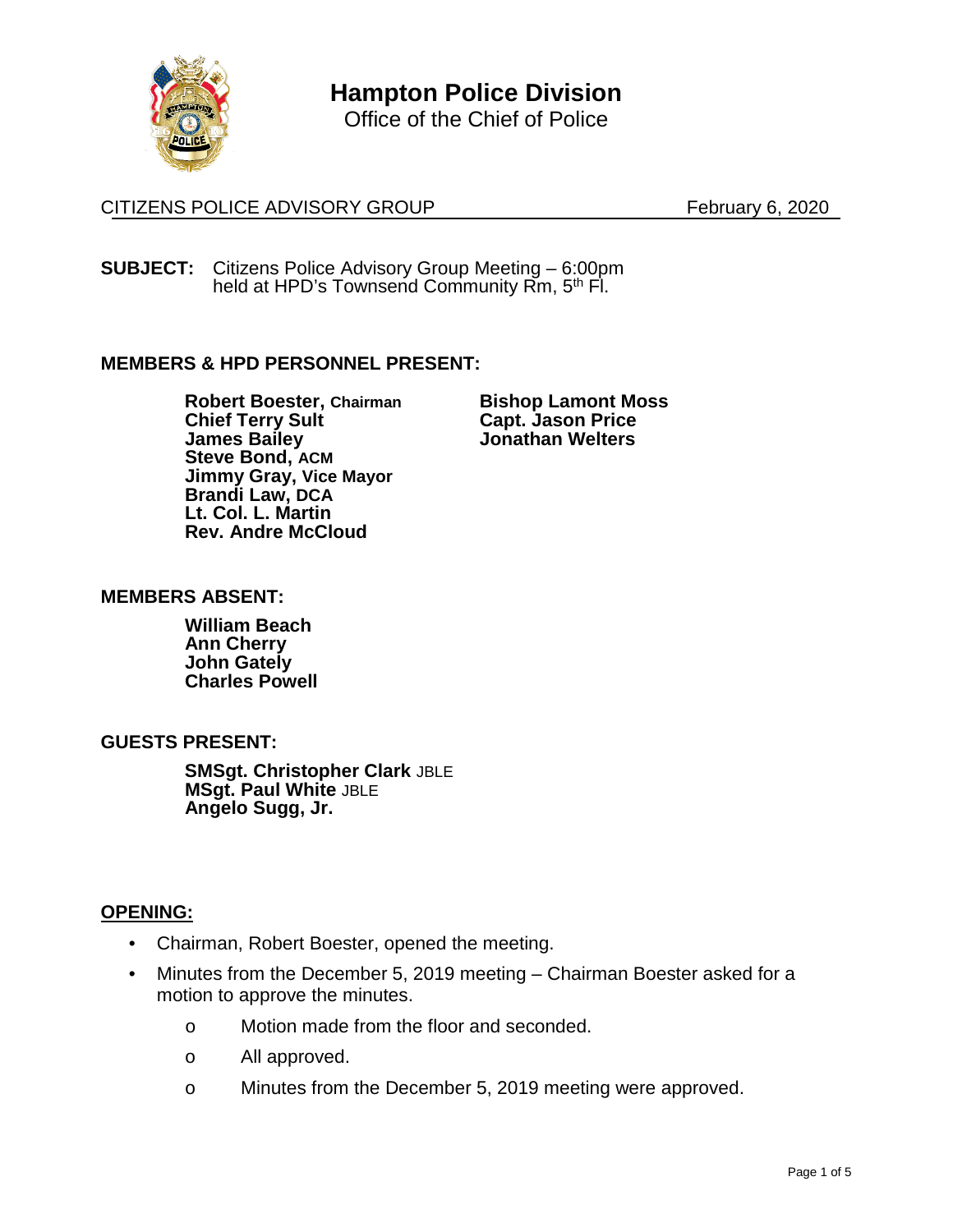# Hampton Police Division

Office of the Chief of Police

CITIZENS POLICE ADVISORY GROUP February 6, 2020

**SUBJECT:** Citizens Police Advisory Group Meeting – 6:00pm held at HPD's Townsend Community Rm, 5th Fl.

**MEMBERS & HPD PERSONNEL PRESENT:**

**Robert Boester, Chairman**
**Chief Terry Sult**
**James Bailey**
**Steve Bond, ACM**
**Jimmy Gray, Vice Mayor**
**Brandi Law, DCA**
**Lt. Col. L. Martin**
**Rev. Andre McCloud**
**Bishop Lamont Moss**
**Capt. Jason Price**
**Jonathan Welters**

**MEMBERS ABSENT:**

**William Beach**
**Ann Cherry**
**John Gately**
**Charles Powell**

**GUESTS PRESENT:**

**SMSgt. Christopher Clark** JBLE
**MSgt. Paul White** JBLE
**Angelo Sugg, Jr.**

## OPENING:

- Chairman, Robert Boester, opened the meeting.
- Minutes from the December 5, 2019 meeting – Chairman Boester asked for a motion to approve the minutes.
  - Motion made from the floor and seconded.
  - All approved.
  - Minutes from the December 5, 2019 meeting were approved.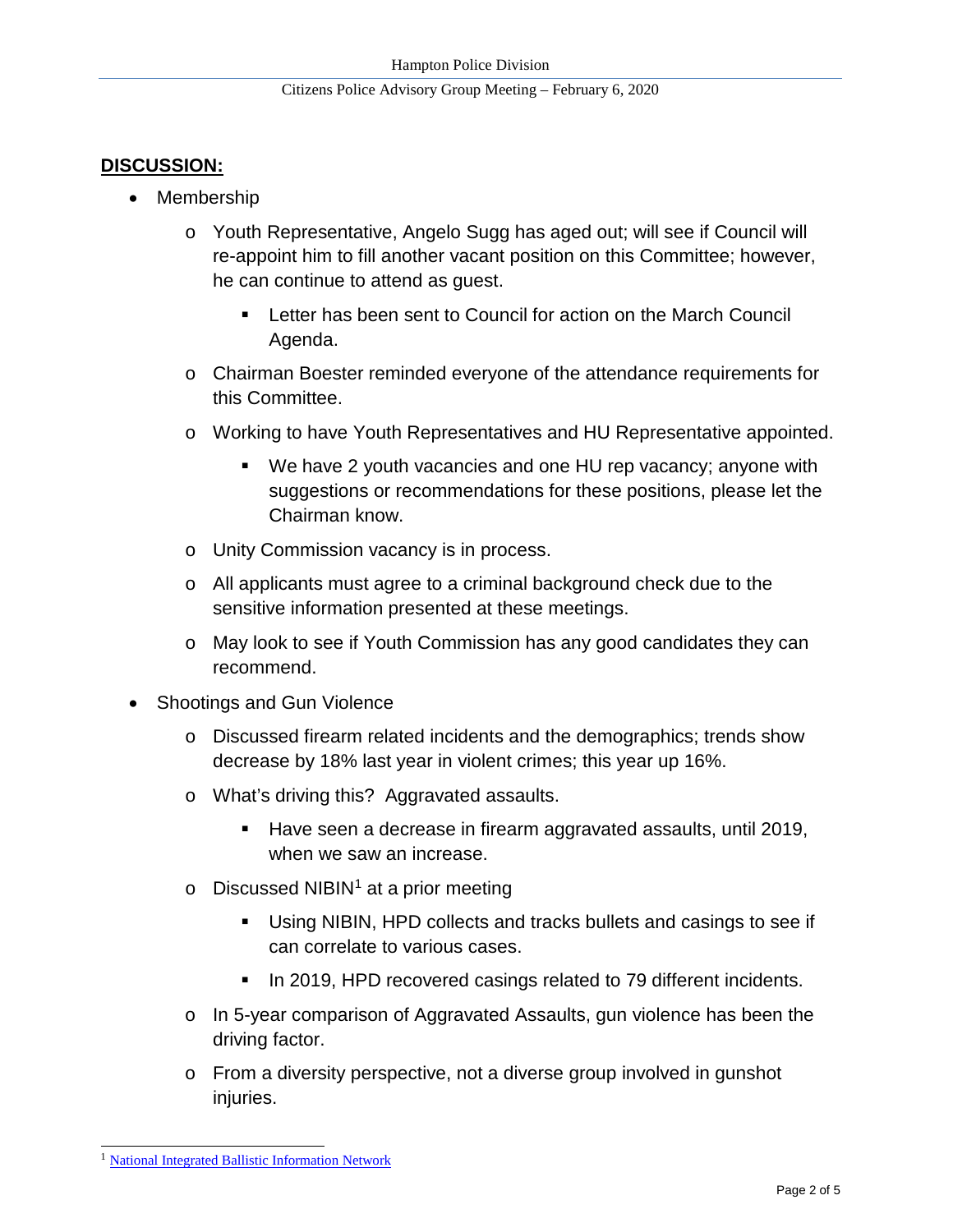## **DISCUSSION:**

- Membership
  - Youth Representative, Angelo Sugg has aged out; will see if Council will re-appoint him to fill another vacant position on this Committee; however, he can continue to attend as guest.
    - Letter has been sent to Council for action on the March Council Agenda.
  - Chairman Boester reminded everyone of the attendance requirements for this Committee.
  - Working to have Youth Representatives and HU Representative appointed.
    - We have 2 youth vacancies and one HU rep vacancy; anyone with suggestions or recommendations for these positions, please let the Chairman know.
  - Unity Commission vacancy is in process.
  - All applicants must agree to a criminal background check due to the sensitive information presented at these meetings.
  - May look to see if Youth Commission has any good candidates they can recommend.
- Shootings and Gun Violence
  - Discussed firearm related incidents and the demographics; trends show decrease by 18% last year in violent crimes; this year up 16%.
  - What's driving this? Aggravated assaults.
    - Have seen a decrease in firearm aggravated assaults, until 2019, when we saw an increase.
  - Discussed NIBIN[1] at a prior meeting
    - Using NIBIN, HPD collects and tracks bullets and casings to see if can correlate to various cases.
    - In 2019, HPD recovered casings related to 79 different incidents.
  - In 5-year comparison of Aggravated Assaults, gun violence has been the driving factor.
  - From a diversity perspective, not a diverse group involved in gunshot injuries.

[1] National Integrated Ballistic Information Network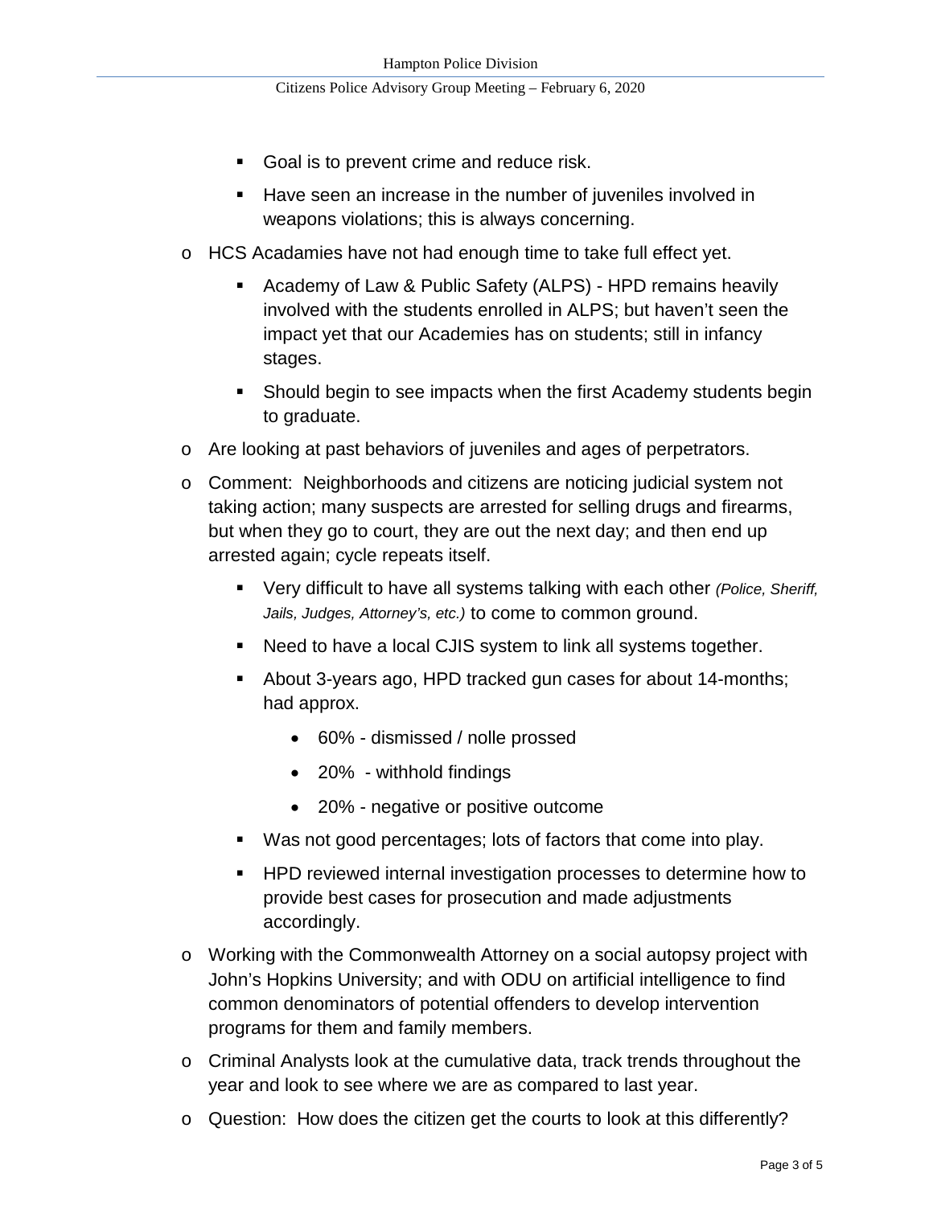- Goal is to prevent crime and reduce risk.
- Have seen an increase in the number of juveniles involved in weapons violations; this is always concerning.

- HCS Acadamies have not had enough time to take full effect yet.
  - Academy of Law & Public Safety (ALPS) - HPD remains heavily involved with the students enrolled in ALPS; but haven't seen the impact yet that our Academies has on students; still in infancy stages.
  - Should begin to see impacts when the first Academy students begin to graduate.
- Are looking at past behaviors of juveniles and ages of perpetrators.
- Comment: Neighborhoods and citizens are noticing judicial system not taking action; many suspects are arrested for selling drugs and firearms, but when they go to court, they are out the next day; and then end up arrested again; cycle repeats itself.
  - Very difficult to have all systems talking with each other *(Police, Sheriff, Jails, Judges, Attorney's, etc.)* to come to common ground.
  - Need to have a local CJIS system to link all systems together.
  - About 3-years ago, HPD tracked gun cases for about 14-months; had approx.
    - 60% - dismissed / nolle prossed
    - 20% - withhold findings
    - 20% - negative or positive outcome
  - Was not good percentages; lots of factors that come into play.
  - HPD reviewed internal investigation processes to determine how to provide best cases for prosecution and made adjustments accordingly.
- Working with the Commonwealth Attorney on a social autopsy project with John's Hopkins University; and with ODU on artificial intelligence to find common denominators of potential offenders to develop intervention programs for them and family members.
- Criminal Analysts look at the cumulative data, track trends throughout the year and look to see where we are as compared to last year.
- Question: How does the citizen get the courts to look at this differently?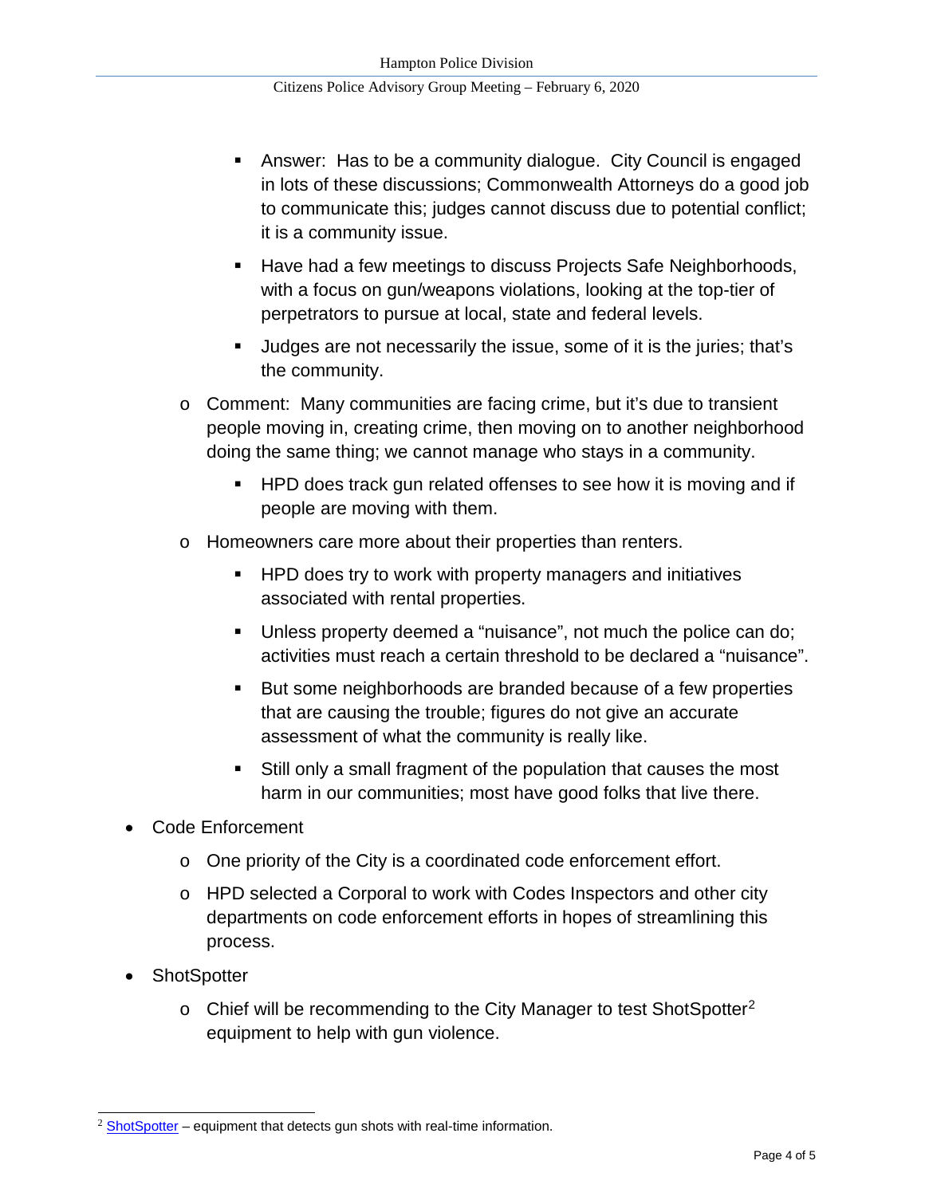- Answer: Has to be a community dialogue. City Council is engaged in lots of these discussions; Commonwealth Attorneys do a good job to communicate this; judges cannot discuss due to potential conflict; it is a community issue.
    - Have had a few meetings to discuss Projects Safe Neighborhoods, with a focus on gun/weapons violations, looking at the top-tier of perpetrators to pursue at local, state and federal levels.
    - Judges are not necessarily the issue, some of it is the juries; that's the community.
  - Comment: Many communities are facing crime, but it's due to transient people moving in, creating crime, then moving on to another neighborhood doing the same thing; we cannot manage who stays in a community.
    - HPD does track gun related offenses to see how it is moving and if people are moving with them.
  - Homeowners care more about their properties than renters.
    - HPD does try to work with property managers and initiatives associated with rental properties.
    - Unless property deemed a "nuisance", not much the police can do; activities must reach a certain threshold to be declared a "nuisance".
    - But some neighborhoods are branded because of a few properties that are causing the trouble; figures do not give an accurate assessment of what the community is really like.
    - Still only a small fragment of the population that causes the most harm in our communities; most have good folks that live there.
- Code Enforcement
  - One priority of the City is a coordinated code enforcement effort.
  - HPD selected a Corporal to work with Codes Inspectors and other city departments on code enforcement efforts in hopes of streamlining this process.
- ShotSpotter
  - Chief will be recommending to the City Manager to test ShotSpotter[2] equipment to help with gun violence.

---

[2] ShotSpotter – equipment that detects gun shots with real-time information.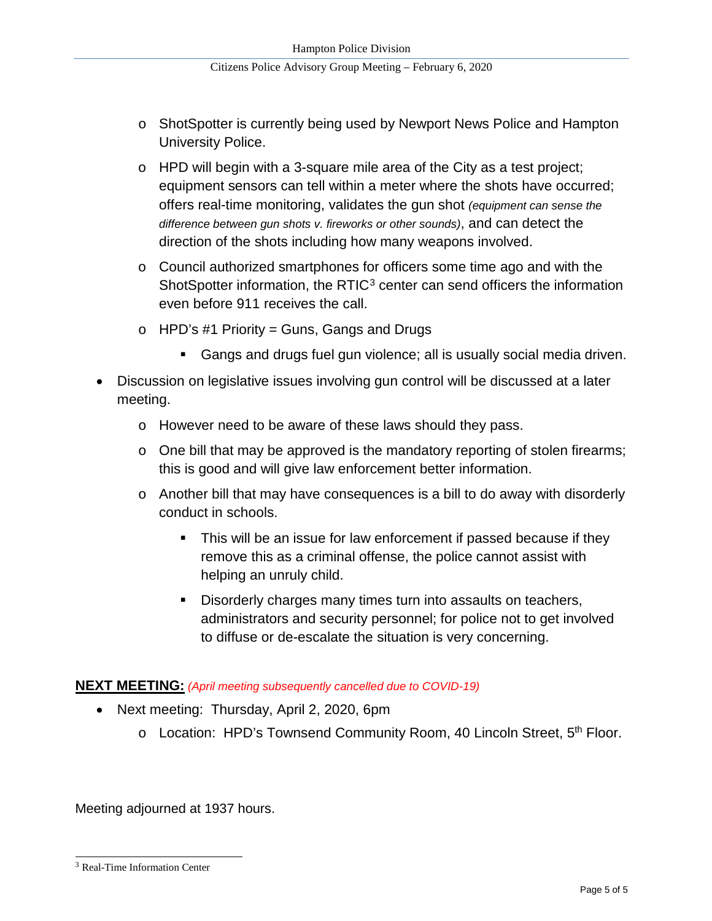- ShotSpotter is currently being used by Newport News Police and Hampton University Police.
- HPD will begin with a 3-square mile area of the City as a test project; equipment sensors can tell within a meter where the shots have occurred; offers real-time monitoring, validates the gun shot *(equipment can sense the difference between gun shots v. fireworks or other sounds)*, and can detect the direction of the shots including how many weapons involved.
- Council authorized smartphones for officers some time ago and with the ShotSpotter information, the RTIC[3] center can send officers the information even before 911 receives the call.
- HPD's #1 Priority = Guns, Gangs and Drugs
  - Gangs and drugs fuel gun violence; all is usually social media driven.

- Discussion on legislative issues involving gun control will be discussed at a later meeting.
  - However need to be aware of these laws should they pass.
  - One bill that may be approved is the mandatory reporting of stolen firearms; this is good and will give law enforcement better information.
  - Another bill that may have consequences is a bill to do away with disorderly conduct in schools.
    - This will be an issue for law enforcement if passed because if they remove this as a criminal offense, the police cannot assist with helping an unruly child.
    - Disorderly charges many times turn into assaults on teachers, administrators and security personnel; for police not to get involved to diffuse or de-escalate the situation is very concerning.

**NEXT MEETING:** *(April meeting subsequently cancelled due to COVID-19)*

- Next meeting: Thursday, April 2, 2020, 6pm
  - Location: HPD's Townsend Community Room, 40 Lincoln Street, 5th Floor.

Meeting adjourned at 1937 hours.

[3] Real-Time Information Center